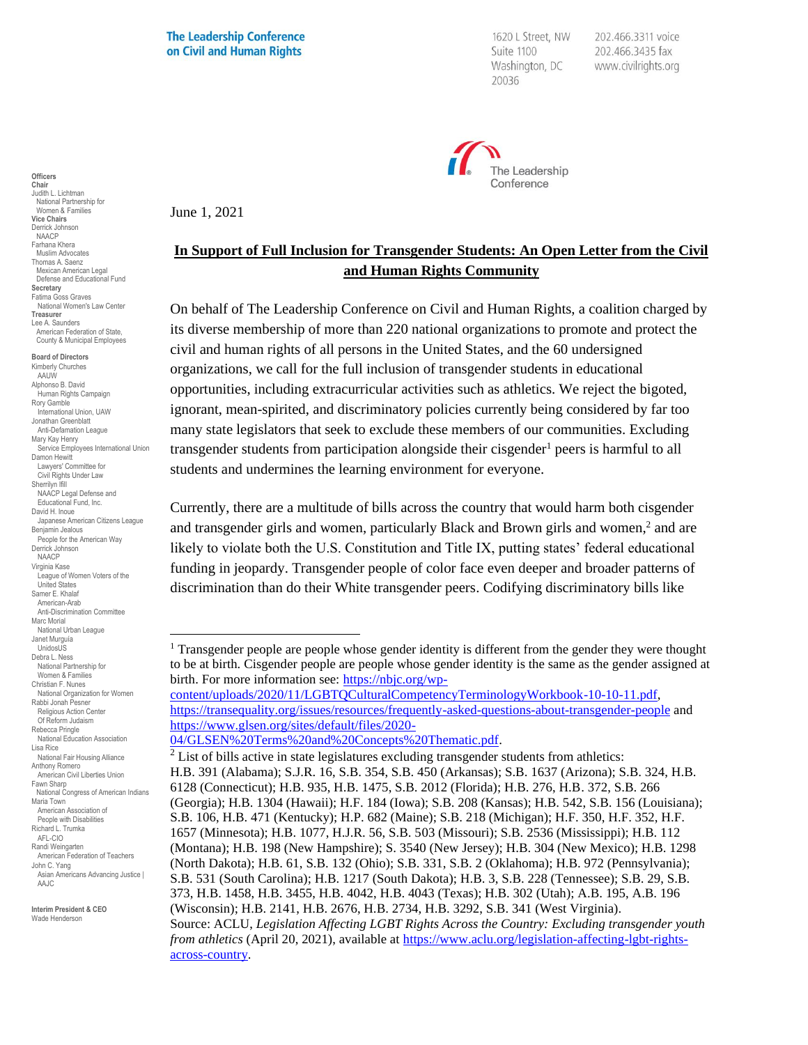**The Leadership Conference on Civil and Human Rights**

1620 L Street, NW
Suite 1100
Washington, DC
20036

202.466.3311 voice
202.466.3435 fax
www.civilrights.org

The Leadership Conference

**Officers**
**Chair**
Judith L. Lichtman
National Partnership for Women & Families
**Vice Chairs**
Derrick Johnson
NAACP
Farhana Khera
Muslim Advocates
Thomas A. Saenz
Mexican American Legal Defense and Educational Fund
**Secretary**
Fatima Goss Graves
National Women's Law Center
**Treasurer**
Lee A. Saunders
American Federation of State, County & Municipal Employees

**Board of Directors**
Kimberly Churches
AAUW
Alphonso B. David
Human Rights Campaign
Rory Gamble
International Union, UAW
Jonathan Greenblatt
Anti-Defamation League
Mary Kay Henry
Service Employees International Union
Damon Hewitt
Lawyers' Committee for Civil Rights Under Law
Sherrilyn Ifill
NAACP Legal Defense and Educational Fund, Inc.
David H. Inoue
Japanese American Citizens League
Benjamin Jealous
People for the American Way
Derrick Johnson
NAACP
Virginia Kase
League of Women Voters of the United States
Samer E. Khalaf
American-Arab Anti-Discrimination Committee
Marc Morial
National Urban League
Janet Murguía
UnidosUS
Debra L. Ness
National Partnership for Women & Families
Christian F. Nunes
National Organization for Women
Rabbi Jonah Pesner
Religious Action Center Of Reform Judaism
Rebecca Pringle
National Education Association
Lisa Rice
National Fair Housing Alliance
Anthony Romero
American Civil Liberties Union
Fawn Sharp
National Congress of American Indians
Maria Town
American Association of People with Disabilities
Richard L. Trumka
AFL-CIO
Randi Weingarten
American Federation of Teachers
John C. Yang
Asian Americans Advancing Justice | AAJC

**Interim President & CEO**
Wade Henderson

June 1, 2021

**In Support of Full Inclusion for Transgender Students: An Open Letter from the Civil and Human Rights Community**

On behalf of The Leadership Conference on Civil and Human Rights, a coalition charged by its diverse membership of more than 220 national organizations to promote and protect the civil and human rights of all persons in the United States, and the 60 undersigned organizations, we call for the full inclusion of transgender students in educational opportunities, including extracurricular activities such as athletics. We reject the bigoted, ignorant, mean-spirited, and discriminatory policies currently being considered by far too many state legislators that seek to exclude these members of our communities. Excluding transgender students from participation alongside their cisgender[1] peers is harmful to all students and undermines the learning environment for everyone.

Currently, there are a multitude of bills across the country that would harm both cisgender and transgender girls and women, particularly Black and Brown girls and women,[2] and are likely to violate both the U.S. Constitution and Title IX, putting states' federal educational funding in jeopardy. Transgender people of color face even deeper and broader patterns of discrimination than do their White transgender peers. Codifying discriminatory bills like

---

[1] Transgender people are people whose gender identity is different from the gender they were thought to be at birth. Cisgender people are people whose gender identity is the same as the gender assigned at birth. For more information see: https://nbjc.org/wp-content/uploads/2020/11/LGBTQCulturalCompetencyTerminologyWorkbook-10-10-11.pdf, https://transequality.org/issues/resources/frequently-asked-questions-about-transgender-people and https://www.glsen.org/sites/default/files/2020-04/GLSEN%20Terms%20and%20Concepts%20Thematic.pdf.

[2] List of bills active in state legislatures excluding transgender students from athletics: H.B. 391 (Alabama); S.J.R. 16, S.B. 354, S.B. 450 (Arkansas); S.B. 1637 (Arizona); S.B. 324, H.B. 6128 (Connecticut); H.B. 935, H.B. 1475, S.B. 2012 (Florida); H.B. 276, H.B. 372, S.B. 266 (Georgia); H.B. 1304 (Hawaii); H.F. 184 (Iowa); S.B. 208 (Kansas); H.B. 542, S.B. 156 (Louisiana); S.B. 106, H.B. 471 (Kentucky); H.P. 682 (Maine); S.B. 218 (Michigan); H.F. 350, H.F. 352, H.F. 1657 (Minnesota); H.B. 1077, H.J.R. 56, S.B. 503 (Missouri); S.B. 2536 (Mississippi); H.B. 112 (Montana); H.B. 198 (New Hampshire); S. 3540 (New Jersey); H.B. 304 (New Mexico); H.B. 1298 (North Dakota); H.B. 61, S.B. 132 (Ohio); S.B. 331, S.B. 2 (Oklahoma); H.B. 972 (Pennsylvania); S.B. 531 (South Carolina); H.B. 1217 (South Dakota); H.B. 3, S.B. 228 (Tennessee); S.B. 29, S.B. 373, H.B. 1458, H.B. 3455, H.B. 4042, H.B. 4043 (Texas); H.B. 302 (Utah); A.B. 195, A.B. 196 (Wisconsin); H.B. 2141, H.B. 2676, H.B. 2734, H.B. 3292, S.B. 341 (West Virginia). Source: ACLU, *Legislation Affecting LGBT Rights Across the Country: Excluding transgender youth from athletics* (April 20, 2021), available at https://www.aclu.org/legislation-affecting-lgbt-rights-across-country.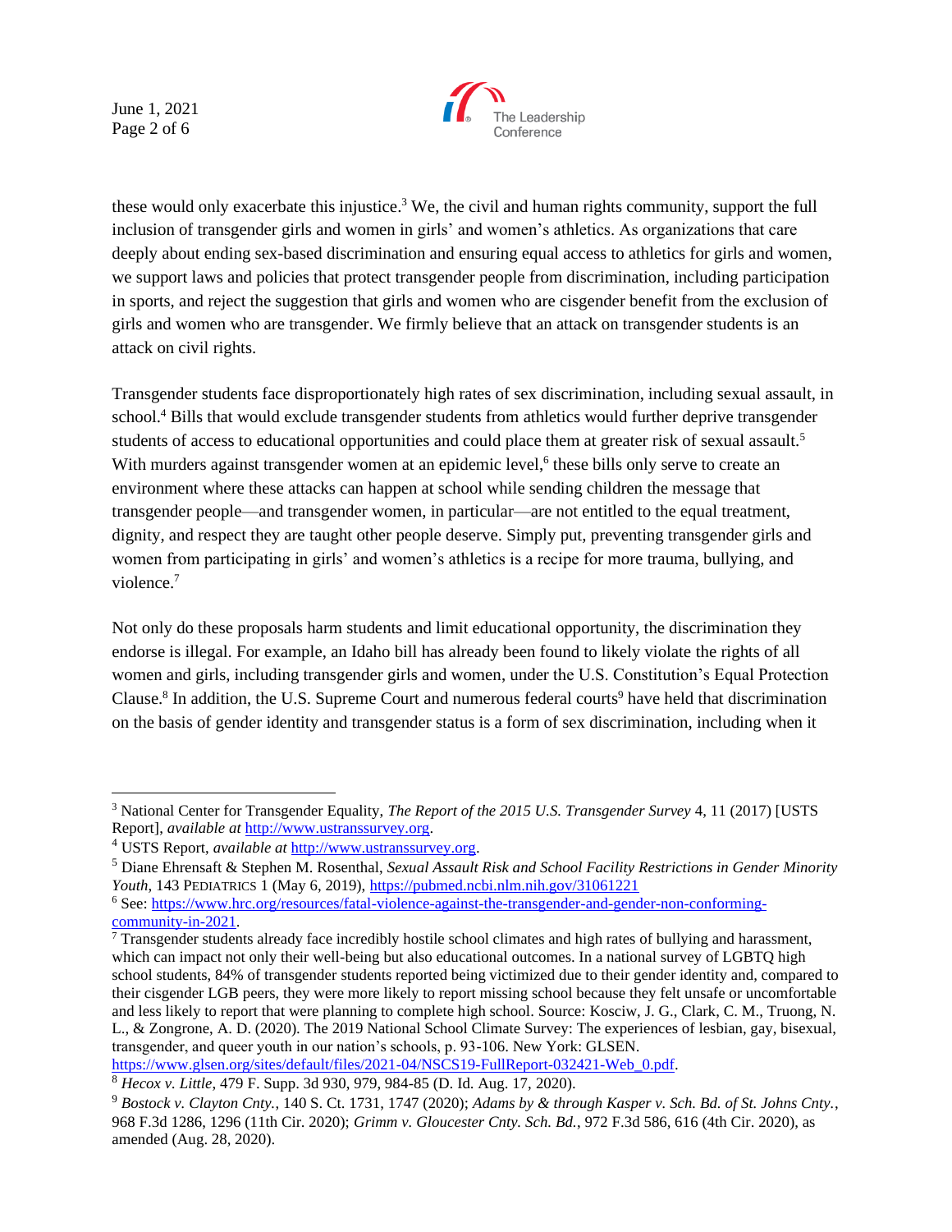these would only exacerbate this injustice.[3] We, the civil and human rights community, support the full inclusion of transgender girls and women in girls' and women's athletics. As organizations that care deeply about ending sex-based discrimination and ensuring equal access to athletics for girls and women, we support laws and policies that protect transgender people from discrimination, including participation in sports, and reject the suggestion that girls and women who are cisgender benefit from the exclusion of girls and women who are transgender. We firmly believe that an attack on transgender students is an attack on civil rights.

Transgender students face disproportionately high rates of sex discrimination, including sexual assault, in school.[4] Bills that would exclude transgender students from athletics would further deprive transgender students of access to educational opportunities and could place them at greater risk of sexual assault.[5] With murders against transgender women at an epidemic level,[6] these bills only serve to create an environment where these attacks can happen at school while sending children the message that transgender people—and transgender women, in particular—are not entitled to the equal treatment, dignity, and respect they are taught other people deserve. Simply put, preventing transgender girls and women from participating in girls' and women's athletics is a recipe for more trauma, bullying, and violence.[7]

Not only do these proposals harm students and limit educational opportunity, the discrimination they endorse is illegal. For example, an Idaho bill has already been found to likely violate the rights of all women and girls, including transgender girls and women, under the U.S. Constitution's Equal Protection Clause.[8] In addition, the U.S. Supreme Court and numerous federal courts[9] have held that discrimination on the basis of gender identity and transgender status is a form of sex discrimination, including when it

---

[3] National Center for Transgender Equality, *The Report of the 2015 U.S. Transgender Survey* 4, 11 (2017) [USTS Report], *available at* http://www.ustranssurvey.org.

[4] USTS Report, *available at* http://www.ustranssurvey.org.

[5] Diane Ehrensaft & Stephen M. Rosenthal, *Sexual Assault Risk and School Facility Restrictions in Gender Minority Youth*, 143 PEDIATRICS 1 (May 6, 2019), https://pubmed.ncbi.nlm.nih.gov/31061221

[6] See: https://www.hrc.org/resources/fatal-violence-against-the-transgender-and-gender-non-conforming-community-in-2021.

[7] Transgender students already face incredibly hostile school climates and high rates of bullying and harassment, which can impact not only their well-being but also educational outcomes. In a national survey of LGBTQ high school students, 84% of transgender students reported being victimized due to their gender identity and, compared to their cisgender LGB peers, they were more likely to report missing school because they felt unsafe or uncomfortable and less likely to report that were planning to complete high school. Source: Kosciw, J. G., Clark, C. M., Truong, N. L., & Zongrone, A. D. (2020). The 2019 National School Climate Survey: The experiences of lesbian, gay, bisexual, transgender, and queer youth in our nation's schools, p. 93-106. New York: GLSEN. https://www.glsen.org/sites/default/files/2021-04/NSCS19-FullReport-032421-Web_0.pdf.

[8] *Hecox v. Little*, 479 F. Supp. 3d 930, 979, 984-85 (D. Id. Aug. 17, 2020).

[9] *Bostock v. Clayton Cnty.*, 140 S. Ct. 1731, 1747 (2020); *Adams by & through Kasper v. Sch. Bd. of St. Johns Cnty.*, 968 F.3d 1286, 1296 (11th Cir. 2020); *Grimm v. Gloucester Cnty. Sch. Bd.*, 972 F.3d 586, 616 (4th Cir. 2020), as amended (Aug. 28, 2020).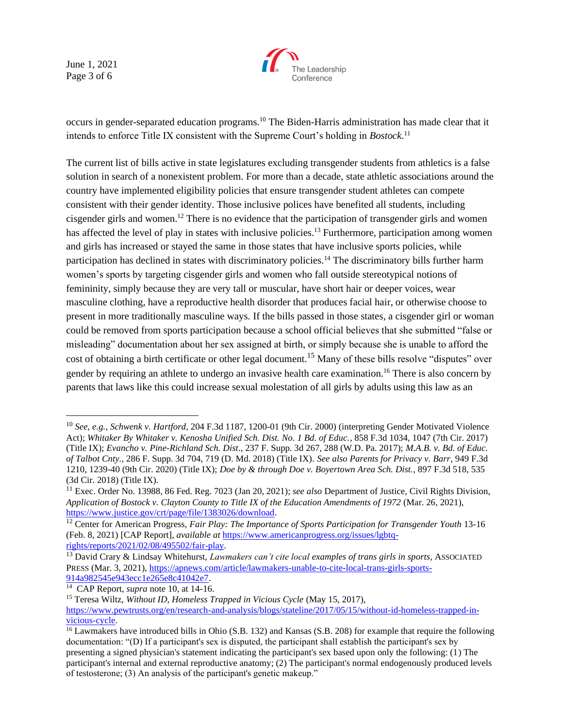occurs in gender-separated education programs.[10] The Biden-Harris administration has made clear that it intends to enforce Title IX consistent with the Supreme Court's holding in *Bostock*.[11]

The current list of bills active in state legislatures excluding transgender students from athletics is a false solution in search of a nonexistent problem. For more than a decade, state athletic associations around the country have implemented eligibility policies that ensure transgender student athletes can compete consistent with their gender identity. Those inclusive polices have benefited all students, including cisgender girls and women.[12] There is no evidence that the participation of transgender girls and women has affected the level of play in states with inclusive policies.[13] Furthermore, participation among women and girls has increased or stayed the same in those states that have inclusive sports policies, while participation has declined in states with discriminatory policies.[14] The discriminatory bills further harm women's sports by targeting cisgender girls and women who fall outside stereotypical notions of femininity, simply because they are very tall or muscular, have short hair or deeper voices, wear masculine clothing, have a reproductive health disorder that produces facial hair, or otherwise choose to present in more traditionally masculine ways. If the bills passed in those states, a cisgender girl or woman could be removed from sports participation because a school official believes that she submitted "false or misleading" documentation about her sex assigned at birth, or simply because she is unable to afford the cost of obtaining a birth certificate or other legal document.[15] Many of these bills resolve "disputes" over gender by requiring an athlete to undergo an invasive health care examination.[16] There is also concern by parents that laws like this could increase sexual molestation of all girls by adults using this law as an

---

[10] *See, e.g.*, *Schwenk v. Hartford*, 204 F.3d 1187, 1200-01 (9th Cir. 2000) (interpreting Gender Motivated Violence Act); *Whitaker By Whitaker v. Kenosha Unified Sch. Dist. No. 1 Bd. of Educ.*, 858 F.3d 1034, 1047 (7th Cir. 2017) (Title IX); *Evancho v. Pine-Richland Sch. Dist*., 237 F. Supp. 3d 267, 288 (W.D. Pa. 2017); *M.A.B. v. Bd. of Educ. of Talbot Cnty.*, 286 F. Supp. 3d 704, 719 (D. Md. 2018) (Title IX). *See also Parents for Privacy v. Barr*, 949 F.3d 1210, 1239-40 (9th Cir. 2020) (Title IX); *Doe by & through Doe v. Boyertown Area Sch. Dist.*, 897 F.3d 518, 535 (3d Cir. 2018) (Title IX).

[11] Exec. Order No. 13988, 86 Fed. Reg. 7023 (Jan 20, 2021); *see also* Department of Justice, Civil Rights Division, *Application of Bostock v. Clayton County to Title IX of the Education Amendments of 1972* (Mar. 26, 2021), https://www.justice.gov/crt/page/file/1383026/download.

[12] Center for American Progress, *Fair Play: The Importance of Sports Participation for Transgender Youth* 13-16 (Feb. 8, 2021) [CAP Report], *available at* https://www.americanprogress.org/issues/lgbtq-rights/reports/2021/02/08/495502/fair-play.

[13] David Crary & Lindsay Whitehurst, *Lawmakers can't cite local examples of trans girls in sports*, ASSOCIATED PRESS (Mar. 3, 2021), https://apnews.com/article/lawmakers-unable-to-cite-local-trans-girls-sports-914a982545e943ecc1e265e8c41042e7.

[14] CAP Report, *supra* note 10, at 14-16.

[15] Teresa Wiltz, *Without ID, Homeless Trapped in Vicious Cycle* (May 15, 2017), https://www.pewtrusts.org/en/research-and-analysis/blogs/stateline/2017/05/15/without-id-homeless-trapped-in-vicious-cycle.

[16] Lawmakers have introduced bills in Ohio (S.B. 132) and Kansas (S.B. 208) for example that require the following documentation: "(D) If a participant's sex is disputed, the participant shall establish the participant's sex by presenting a signed physician's statement indicating the participant's sex based upon only the following: (1) The participant's internal and external reproductive anatomy; (2) The participant's normal endogenously produced levels of testosterone; (3) An analysis of the participant's genetic makeup."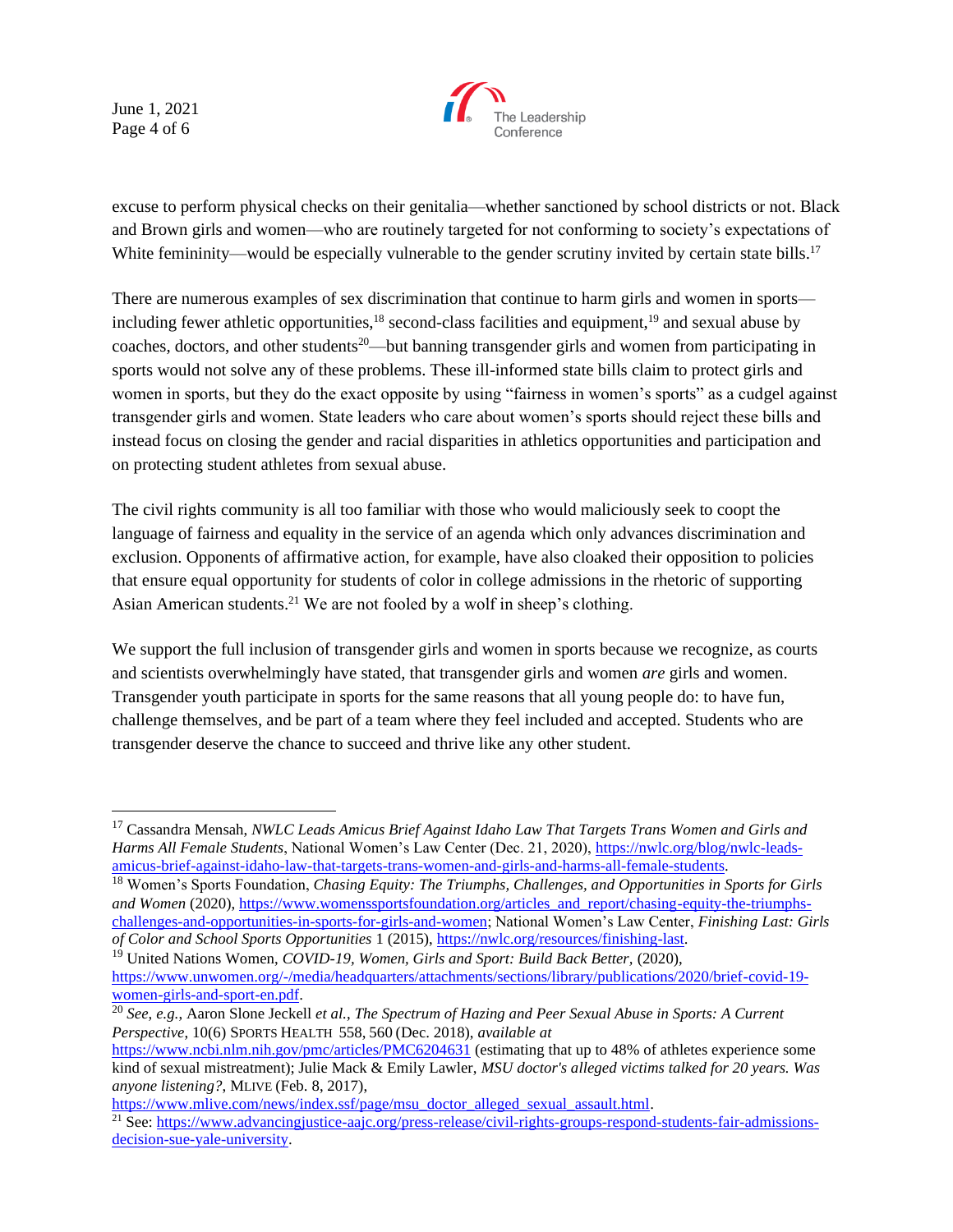excuse to perform physical checks on their genitalia—whether sanctioned by school districts or not. Black and Brown girls and women—who are routinely targeted for not conforming to society's expectations of White femininity—would be especially vulnerable to the gender scrutiny invited by certain state bills.[17]

There are numerous examples of sex discrimination that continue to harm girls and women in sports—including fewer athletic opportunities,[18] second-class facilities and equipment,[19] and sexual abuse by coaches, doctors, and other students[20]—but banning transgender girls and women from participating in sports would not solve any of these problems. These ill-informed state bills claim to protect girls and women in sports, but they do the exact opposite by using "fairness in women's sports" as a cudgel against transgender girls and women. State leaders who care about women's sports should reject these bills and instead focus on closing the gender and racial disparities in athletics opportunities and participation and on protecting student athletes from sexual abuse.

The civil rights community is all too familiar with those who would maliciously seek to coopt the language of fairness and equality in the service of an agenda which only advances discrimination and exclusion. Opponents of affirmative action, for example, have also cloaked their opposition to policies that ensure equal opportunity for students of color in college admissions in the rhetoric of supporting Asian American students.[21] We are not fooled by a wolf in sheep's clothing.

We support the full inclusion of transgender girls and women in sports because we recognize, as courts and scientists overwhelmingly have stated, that transgender girls and women *are* girls and women. Transgender youth participate in sports for the same reasons that all young people do: to have fun, challenge themselves, and be part of a team where they feel included and accepted. Students who are transgender deserve the chance to succeed and thrive like any other student.

---

[17] Cassandra Mensah, *NWLC Leads Amicus Brief Against Idaho Law That Targets Trans Women and Girls and Harms All Female Students*, National Women's Law Center (Dec. 21, 2020), https://nwlc.org/blog/nwlc-leads-amicus-brief-against-idaho-law-that-targets-trans-women-and-girls-and-harms-all-female-students.

[18] Women's Sports Foundation, *Chasing Equity: The Triumphs, Challenges, and Opportunities in Sports for Girls and Women* (2020), https://www.womenssportsfoundation.org/articles_and_report/chasing-equity-the-triumphs-challenges-and-opportunities-in-sports-for-girls-and-women; National Women's Law Center, *Finishing Last: Girls of Color and School Sports Opportunities* 1 (2015), https://nwlc.org/resources/finishing-last.

[19] United Nations Women, *COVID-19, Women, Girls and Sport: Build Back Better*, (2020), https://www.unwomen.org/-/media/headquarters/attachments/sections/library/publications/2020/brief-covid-19-women-girls-and-sport-en.pdf.

[20] *See, e.g.*, Aaron Slone Jeckell *et al.*, *The Spectrum of Hazing and Peer Sexual Abuse in Sports: A Current Perspective*, 10(6) SPORTS HEALTH 558, 560 (Dec. 2018), *available at* https://www.ncbi.nlm.nih.gov/pmc/articles/PMC6204631 (estimating that up to 48% of athletes experience some kind of sexual mistreatment); Julie Mack & Emily Lawler, *MSU doctor's alleged victims talked for 20 years. Was anyone listening?*, MLIVE (Feb. 8, 2017), https://www.mlive.com/news/index.ssf/page/msu_doctor_alleged_sexual_assault.html.

[21] See: https://www.advancingjustice-aajc.org/press-release/civil-rights-groups-respond-students-fair-admissions-decision-sue-yale-university.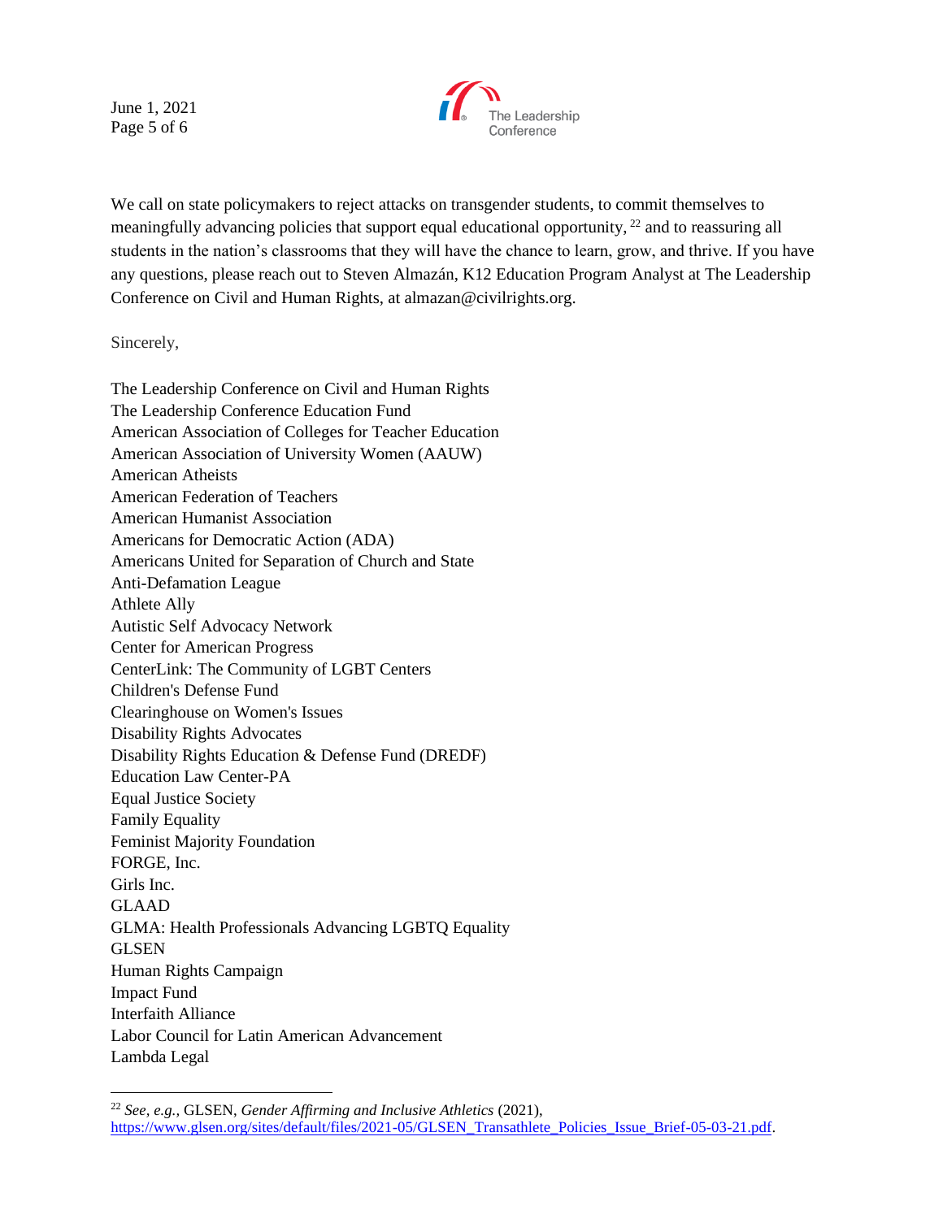We call on state policymakers to reject attacks on transgender students, to commit themselves to meaningfully advancing policies that support equal educational opportunity, [22] and to reassuring all students in the nation's classrooms that they will have the chance to learn, grow, and thrive. If you have any questions, please reach out to Steven Almazán, K12 Education Program Analyst at The Leadership Conference on Civil and Human Rights, at almazan@civilrights.org.

Sincerely,

The Leadership Conference on Civil and Human Rights
The Leadership Conference Education Fund
American Association of Colleges for Teacher Education
American Association of University Women (AAUW)
American Atheists
American Federation of Teachers
American Humanist Association
Americans for Democratic Action (ADA)
Americans United for Separation of Church and State
Anti-Defamation League
Athlete Ally
Autistic Self Advocacy Network
Center for American Progress
CenterLink: The Community of LGBT Centers
Children's Defense Fund
Clearinghouse on Women's Issues
Disability Rights Advocates
Disability Rights Education & Defense Fund (DREDF)
Education Law Center-PA
Equal Justice Society
Family Equality
Feminist Majority Foundation
FORGE, Inc.
Girls Inc.
GLAAD
GLMA: Health Professionals Advancing LGBTQ Equality
GLSEN
Human Rights Campaign
Impact Fund
Interfaith Alliance
Labor Council for Latin American Advancement
Lambda Legal

---

[22] *See, e.g.*, GLSEN, *Gender Affirming and Inclusive Athletics* (2021), https://www.glsen.org/sites/default/files/2021-05/GLSEN_Transathlete_Policies_Issue_Brief-05-03-21.pdf.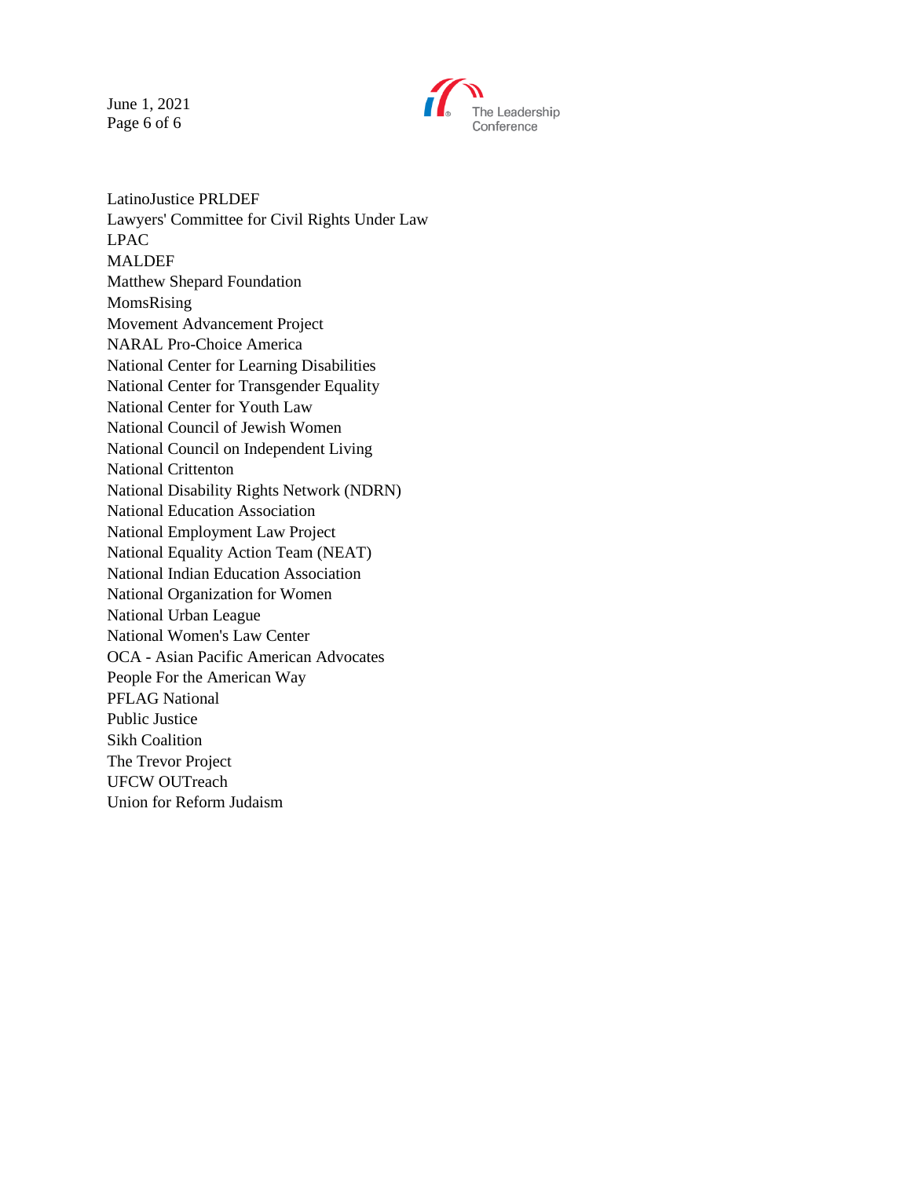LatinoJustice PRLDEF
Lawyers' Committee for Civil Rights Under Law
LPAC
MALDEF
Matthew Shepard Foundation
MomsRising
Movement Advancement Project
NARAL Pro-Choice America
National Center for Learning Disabilities
National Center for Transgender Equality
National Center for Youth Law
National Council of Jewish Women
National Council on Independent Living
National Crittenton
National Disability Rights Network (NDRN)
National Education Association
National Employment Law Project
National Equality Action Team (NEAT)
National Indian Education Association
National Organization for Women
National Urban League
National Women's Law Center
OCA - Asian Pacific American Advocates
People For the American Way
PFLAG National
Public Justice
Sikh Coalition
The Trevor Project
UFCW OUTreach
Union for Reform Judaism